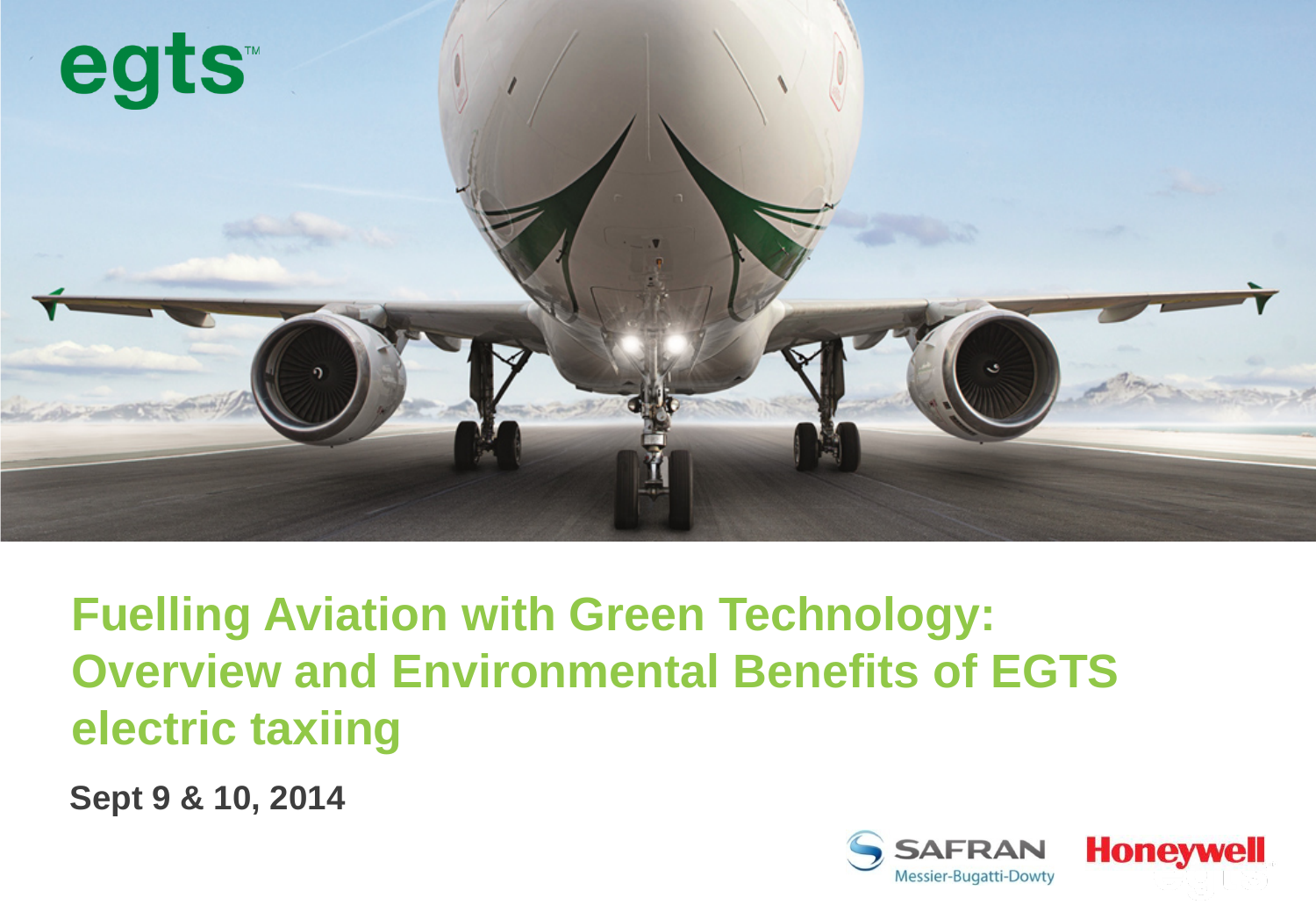egts™

# Fuelling Aviation with Green Technology: Overview and Environmental Benefits of EGTS electric taxiing

**Sept 9 & 10, 2014**

SAFRAN Messier-Bugatti-Dowty

Honeywell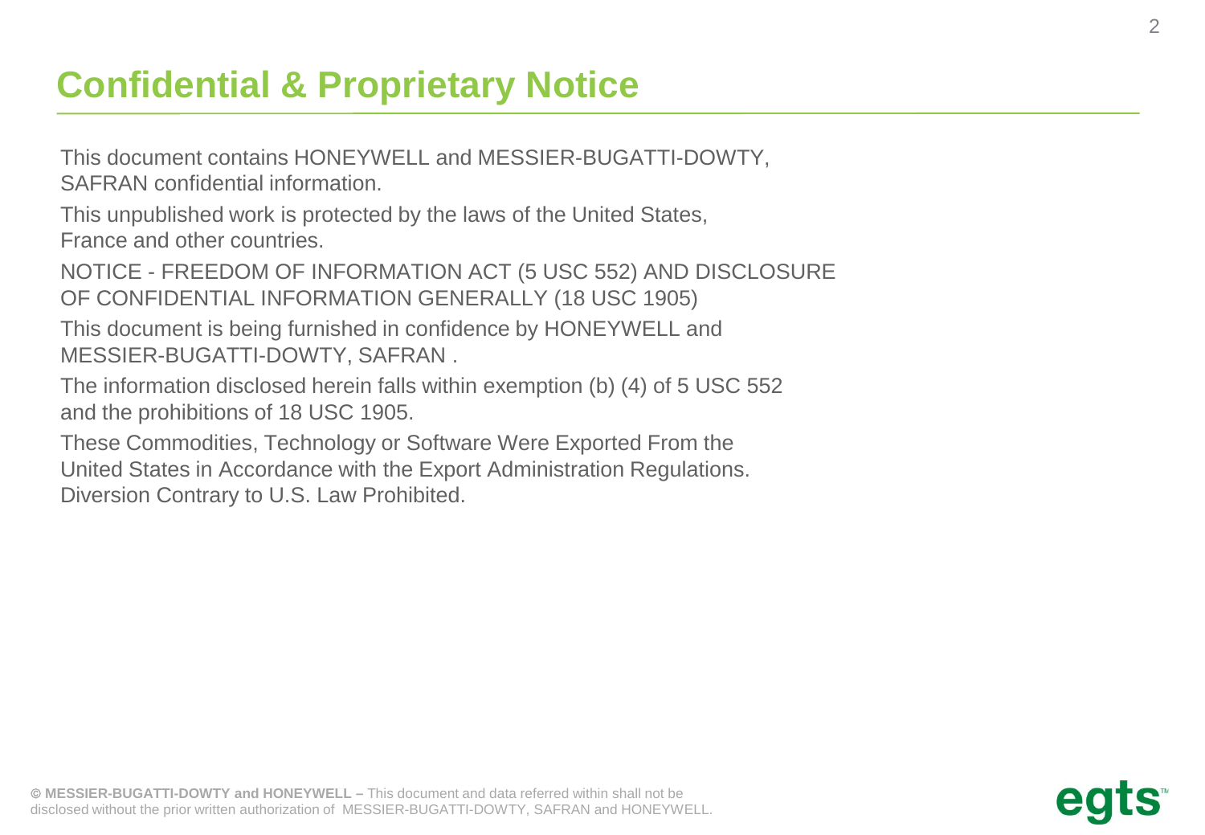# Confidential & Proprietary Notice

This document contains HONEYWELL and MESSIER-BUGATTI-DOWTY, SAFRAN confidential information.

This unpublished work is protected by the laws of the United States, France and other countries.

NOTICE - FREEDOM OF INFORMATION ACT (5 USC 552) AND DISCLOSURE OF CONFIDENTIAL INFORMATION GENERALLY (18 USC 1905)

This document is being furnished in confidence by HONEYWELL and MESSIER-BUGATTI-DOWTY, SAFRAN .

The information disclosed herein falls within exemption (b) (4) of 5 USC 552 and the prohibitions of 18 USC 1905.

These Commodities, Technology or Software Were Exported From the United States in Accordance with the Export Administration Regulations. Diversion Contrary to U.S. Law Prohibited.

**© MESSIER-BUGATTI-DOWTY and HONEYWELL –** This document and data referred within shall not be disclosed without the prior written authorization of MESSIER-BUGATTI-DOWTY, SAFRAN and HONEYWELL.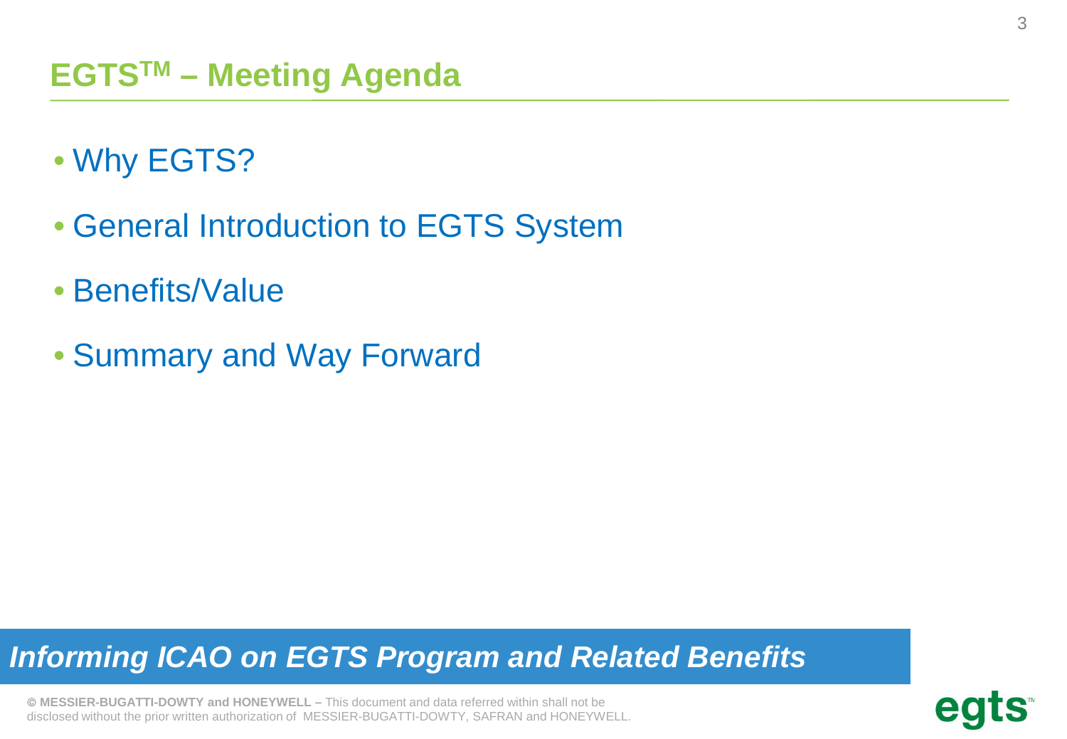# EGTS™ – Meeting Agenda

- Why EGTS?
- General Introduction to EGTS System
- Benefits/Value
- Summary and Way Forward

***Informing ICAO on EGTS Program and Related Benefits***

© **MESSIER-BUGATTI-DOWTY and HONEYWELL –** This document and data referred within shall not be disclosed without the prior written authorization of MESSIER-BUGATTI-DOWTY, SAFRAN and HONEYWELL.

egts™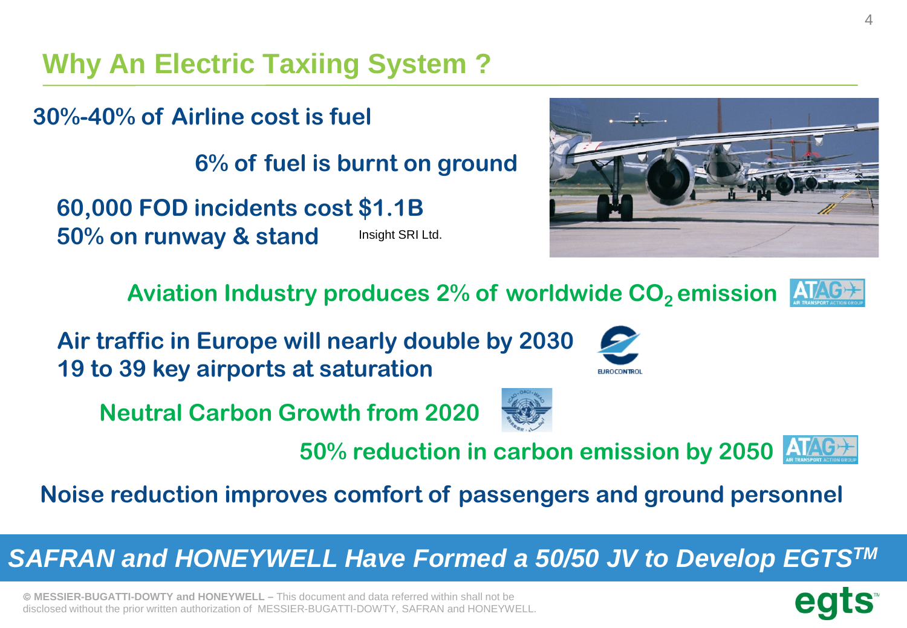# Why An Electric Taxiing System ?

**30%-40% of Airline cost is fuel**

**6% of fuel is burnt on ground**

**60,000 FOD incidents cost $1.1B**
**50% on runway & stand** Insight SRI Ltd.

**Aviation Industry produces 2% of worldwide $CO_2$ emission** ATAG AIR TRANSPORT ACTION GROUP

**Air traffic in Europe will nearly double by 2030**
**19 to 39 key airports at saturation** EUROCONTROL

**Neutral Carbon Growth from 2020**

**50% reduction in carbon emission by 2050** ATAG AIR TRANSPORT ACTION GROUP

**Noise reduction improves comfort of passengers and ground personnel**

***SAFRAN and HONEYWELL Have Formed a 50/50 JV to Develop EGTS™***

**© MESSIER-BUGATTI-DOWTY and HONEYWELL –** This document and data referred within shall not be disclosed without the prior written authorization of MESSIER-BUGATTI-DOWTY, SAFRAN and HONEYWELL.

egts™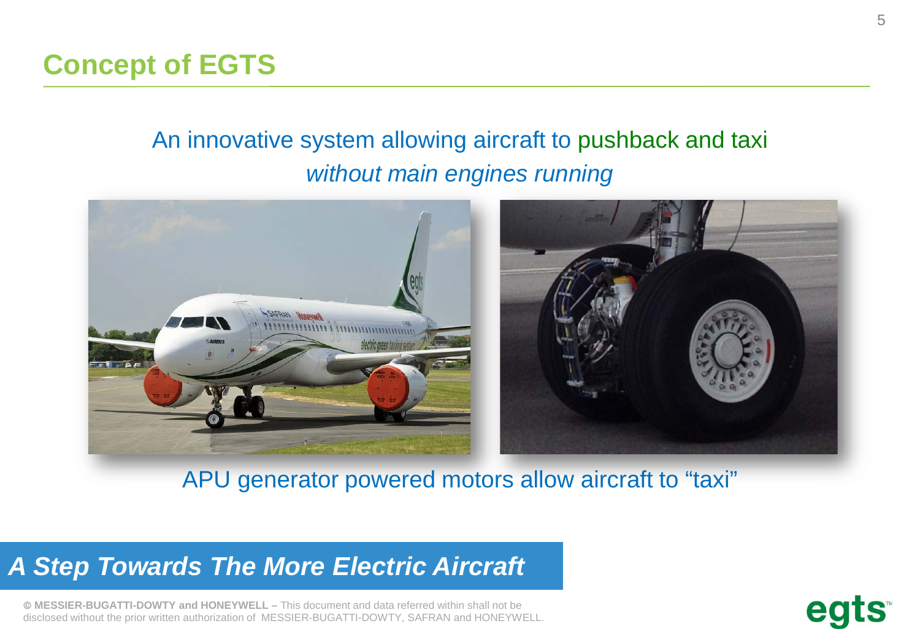# Concept of EGTS

An innovative system allowing aircraft to pushback and taxi *without main engines running*

APU generator powered motors allow aircraft to “taxi”

***A Step Towards The More Electric Aircraft***

© **MESSIER-BUGATTI-DOWTY and HONEYWELL –** This document and data referred within shall not be disclosed without the prior written authorization of MESSIER-BUGATTI-DOWTY, SAFRAN and HONEYWELL.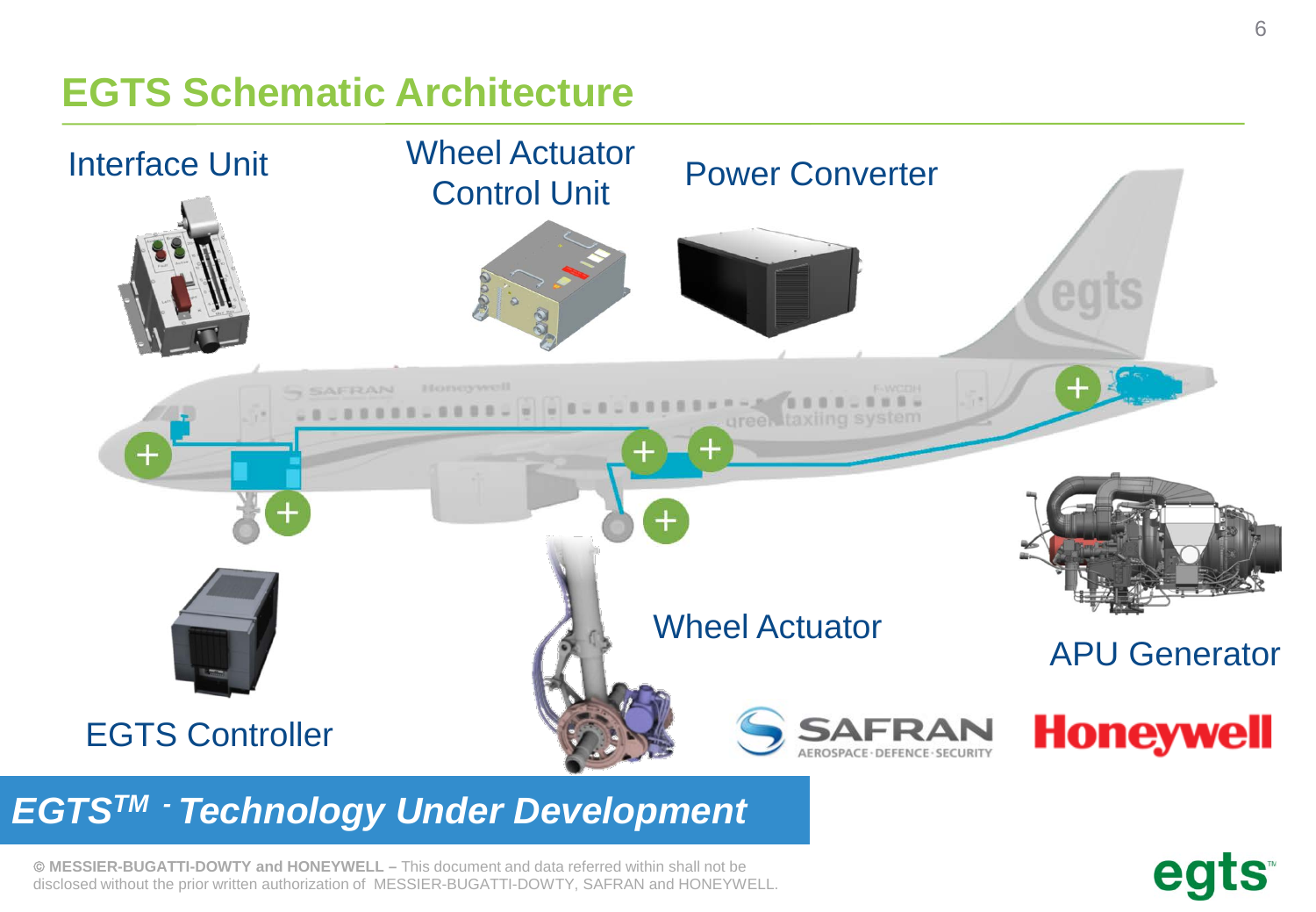# EGTS Schematic Architecture

Interface Unit

Wheel Actuator Control Unit

Power Converter

Wheel Actuator

APU Generator

EGTS Controller

SAFRAN AEROSPACE · DEFENCE · SECURITY

Honeywell

***EGTS™ - Technology Under Development***

© **MESSIER-BUGATTI-DOWTY and HONEYWELL –** This document and data referred within shall not be disclosed without the prior written authorization of MESSIER-BUGATTI-DOWTY, SAFRAN and HONEYWELL.

egts™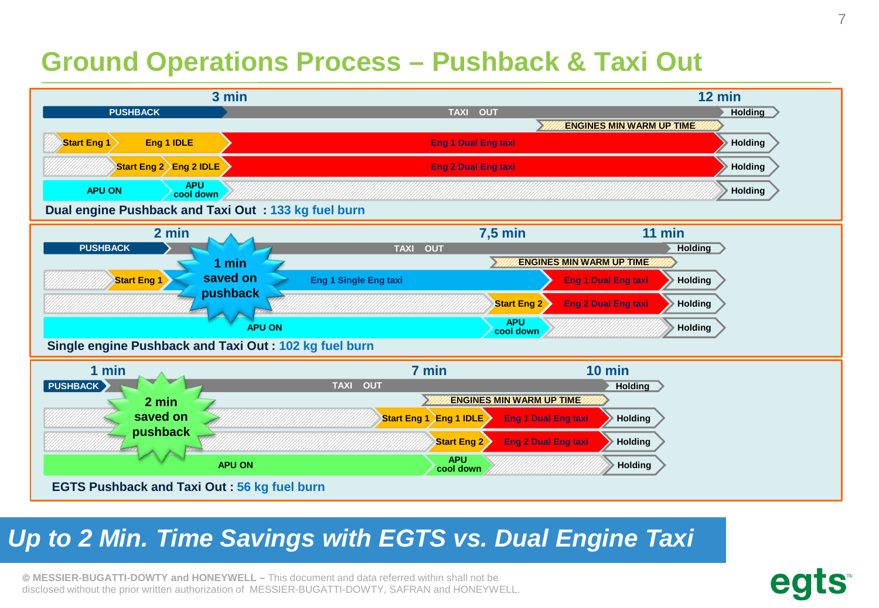# Ground Operations Process – Pushback & Taxi Out

3 min — 12 min

PUSHBACK | TAXI OUT | Holding

ENGINES MIN WARM UP TIME

Start Eng 1 | Eng 1 IDLE | Eng 1 Dual Eng taxi | Holding

Start Eng 2 | Eng 2 IDLE | Eng 2 Dual Eng taxi | Holding

APU ON | APU cool down | Holding

**Dual engine Pushback and Taxi Out : 133 kg fuel burn**

2 min — 7,5 min — 11 min

PUSHBACK | TAXI OUT | Holding

**1 min saved on pushback**

ENGINES MIN WARM UP TIME

Start Eng 1 | Eng 1 Single Eng taxi | Eng 1 Dual Eng taxi | Holding

Start Eng 2 | Eng 2 Dual Eng taxi | Holding

APU ON | APU cool down | Holding

**Single engine Pushback and Taxi Out : 102 kg fuel burn**

1 min — 7 min — 10 min

PUSHBACK | TAXI OUT | Holding

**2 min saved on pushback**

ENGINES MIN WARM UP TIME

Start Eng 1 | Eng 1 IDLE | Eng 1 Dual Eng taxi | Holding

Start Eng 2 | Eng 2 Dual Eng taxi | Holding

APU ON | APU cool down | Holding

**EGTS Pushback and Taxi Out : 56 kg fuel burn**

***Up to 2 Min. Time Savings with EGTS vs. Dual Engine Taxi***

© **MESSIER-BUGATTI-DOWTY and HONEYWELL –** This document and data referred within shall not be disclosed without the prior written authorization of MESSIER-BUGATTI-DOWTY, SAFRAN and HONEYWELL.

egts™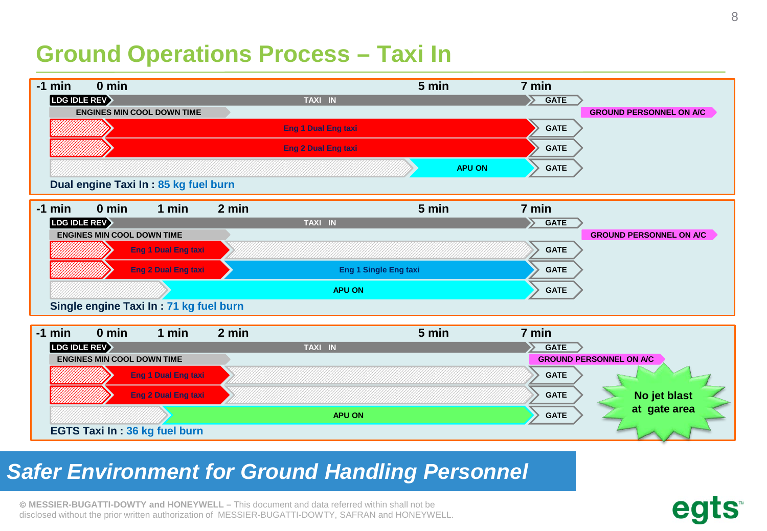# Ground Operations Process – Taxi In

| -1 min | 0 min | | | 5 min | 7 min | |
|---|---|---|---|---|---|---|
| LDG IDLE REV | TAXI IN | | | | GATE | |
| ENGINES MIN COOL DOWN TIME | | | | | | GROUND PERSONNEL ON A/C |
| | Eng 1 Dual Eng taxi | | | | GATE | |
| | Eng 2 Dual Eng taxi | | | | GATE | |
| | | | | APU ON | GATE | |

**Dual engine Taxi In : 85 kg fuel burn**

| -1 min | 0 min | 1 min | 2 min | 5 min | 7 min | |
|---|---|---|---|---|---|---|
| LDG IDLE REV | TAXI IN | | | | GATE | |
| ENGINES MIN COOL DOWN TIME | | | | | | GROUND PERSONNEL ON A/C |
| | Eng 1 Dual Eng taxi | | | | GATE | |
| | Eng 2 Dual Eng taxi | Eng 1 Single Eng taxi | | | GATE | |
| | APU ON | | | | GATE | |

**Single engine Taxi In : 71 kg fuel burn**

| -1 min | 0 min | 1 min | 2 min | 5 min | 7 min |
|---|---|---|---|---|---|
| LDG IDLE REV | TAXI IN | | | | GATE |
| ENGINES MIN COOL DOWN TIME | | | | | GROUND PERSONNEL ON A/C |
| | Eng 1 Dual Eng taxi | | | | GATE |
| | Eng 2 Dual Eng taxi | | | | GATE |
| | APU ON | | | | GATE |

No jet blast at gate area

**EGTS Taxi In : 36 kg fuel burn**

## *Safer Environment for Ground Handling Personnel*

**© MESSIER-BUGATTI-DOWTY and HONEYWELL –** This document and data referred within shall not be disclosed without the prior written authorization of MESSIER-BUGATTI-DOWTY, SAFRAN and HONEYWELL.

egts™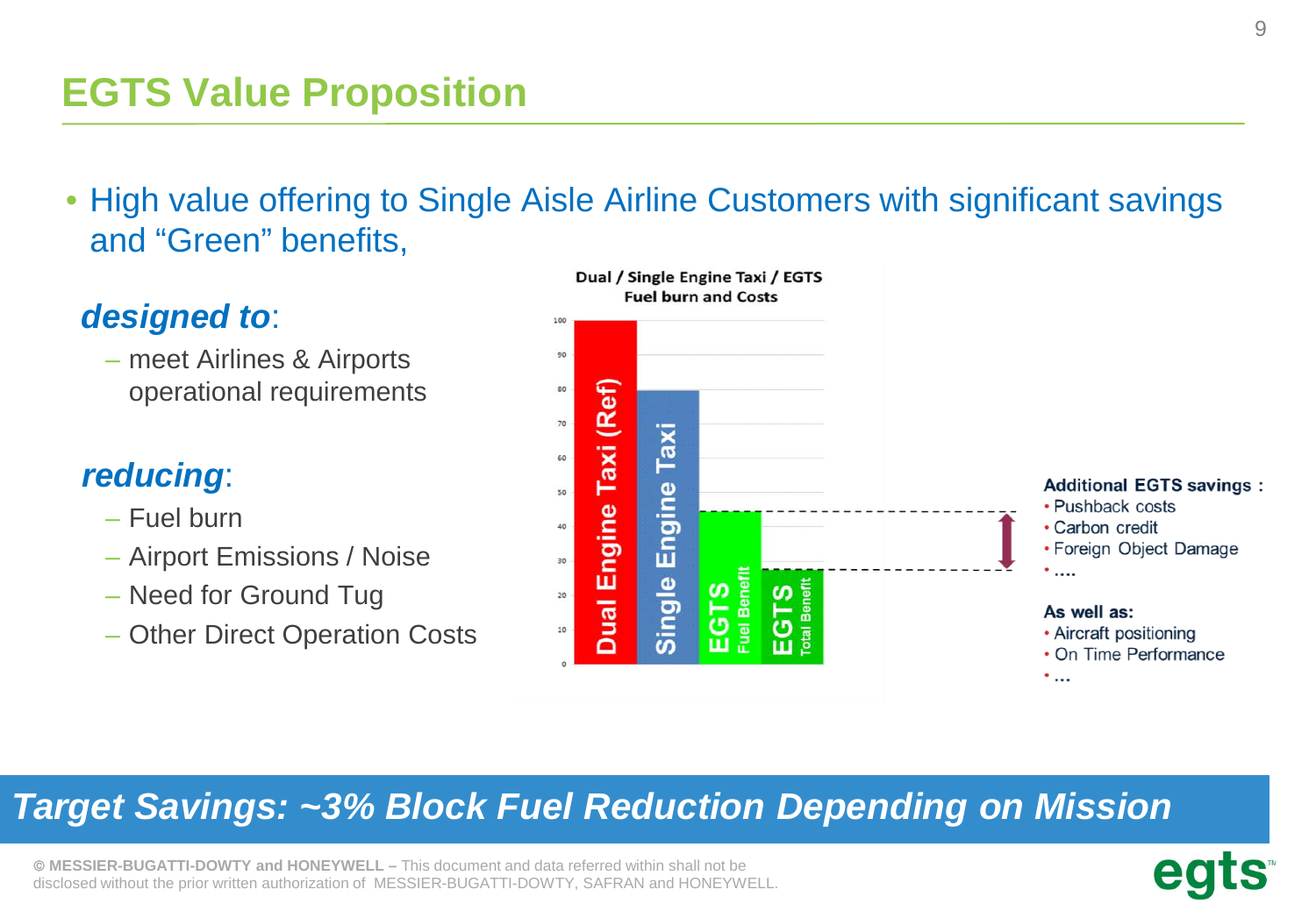# EGTS Value Proposition

- High value offering to Single Aisle Airline Customers with significant savings and "Green" benefits,

***designed to***:

- meet Airlines & Airports operational requirements

***reducing***:

- Fuel burn
- Airport Emissions / Noise
- Need for Ground Tug
- Other Direct Operation Costs

**Dual / Single Engine Taxi / EGTS Fuel burn and Costs**

| Bar | Value |
|---|---|
| Dual Engine Taxi (Ref) | 100 |
| Single Engine Taxi | 80 |
| EGTS Fuel Benefit | 45 |
| EGTS Total Benefit | 28 |

**Additional EGTS savings :**

- Pushback costs
- Carbon credit
- Foreign Object Damage
- ....

**As well as:**

- Aircraft positioning
- On Time Performance
- ...

***Target Savings: ~3% Block Fuel Reduction Depending on Mission***

© **MESSIER-BUGATTI-DOWTY and HONEYWELL –** This document and data referred within shall not be disclosed without the prior written authorization of MESSIER-BUGATTI-DOWTY, SAFRAN and HONEYWELL.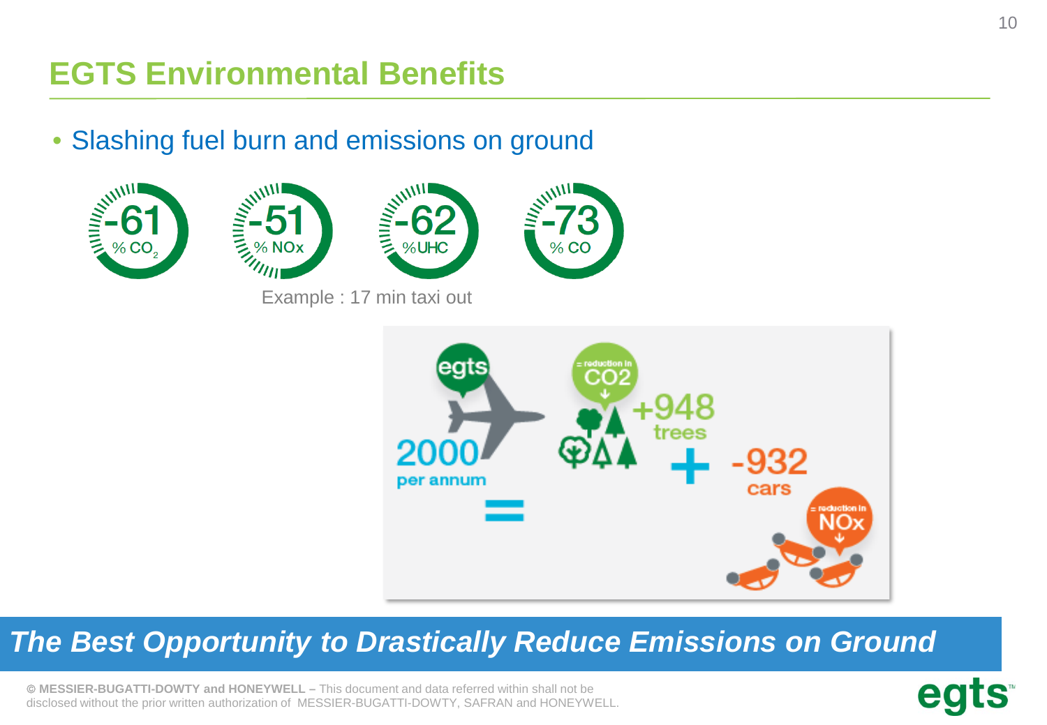# EGTS Environmental Benefits

- Slashing fuel burn and emissions on ground

-61 % $CO_2$

-51 % NOx

-62 %UHC

-73 % CO

Example : 17 min taxi out

egts

2000 per annum

=

= reduction in $CO_2$

+948 trees

+

-932 cars

= reduction in NOx

***The Best Opportunity to Drastically Reduce Emissions on Ground***

**© MESSIER-BUGATTI-DOWTY and HONEYWELL –** This document and data referred within shall not be disclosed without the prior written authorization of MESSIER-BUGATTI-DOWTY, SAFRAN and HONEYWELL.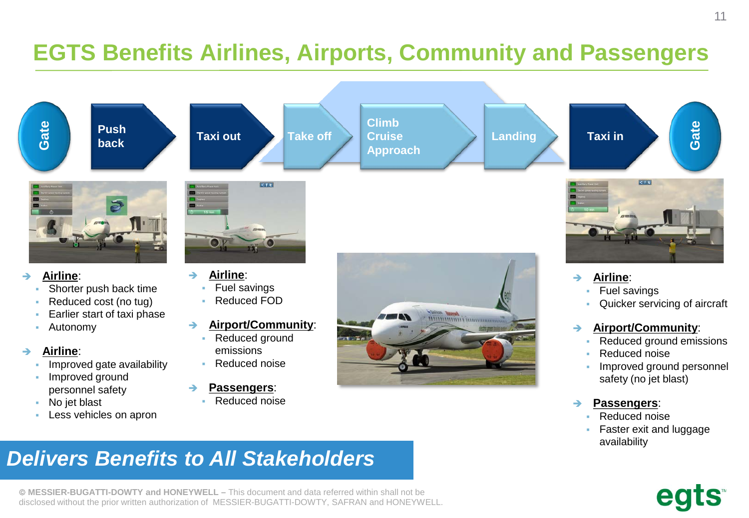# EGTS Benefits Airlines, Airports, Community and Passengers

Gate → Push back → Taxi out → Take off → Climb Cruise Approach → Landing → Taxi in → Gate

**Push back**

➔ **Airline**:
- Shorter push back time
- Reduced cost (no tug)
- Earlier start of taxi phase
- Autonomy

➔ **Airline**:
- Improved gate availability
- Improved ground personnel safety
- No jet blast
- Less vehicles on apron

**Taxi out**

➔ **Airline**:
- Fuel savings
- Reduced FOD

➔ **Airport/Community**:
- Reduced ground emissions
- Reduced noise

➔ **Passengers**:
- Reduced noise

**Taxi in**

➔ **Airline**:
- Fuel savings
- Quicker servicing of aircraft

➔ **Airport/Community**:
- Reduced ground emissions
- Reduced noise
- Improved ground personnel safety (no jet blast)

➔ **Passengers**:
- Reduced noise
- Faster exit and luggage availability

***Delivers Benefits to All Stakeholders***

© **MESSIER-BUGATTI-DOWTY and HONEYWELL –** This document and data referred within shall not be disclosed without the prior written authorization of MESSIER-BUGATTI-DOWTY, SAFRAN and HONEYWELL.

egts™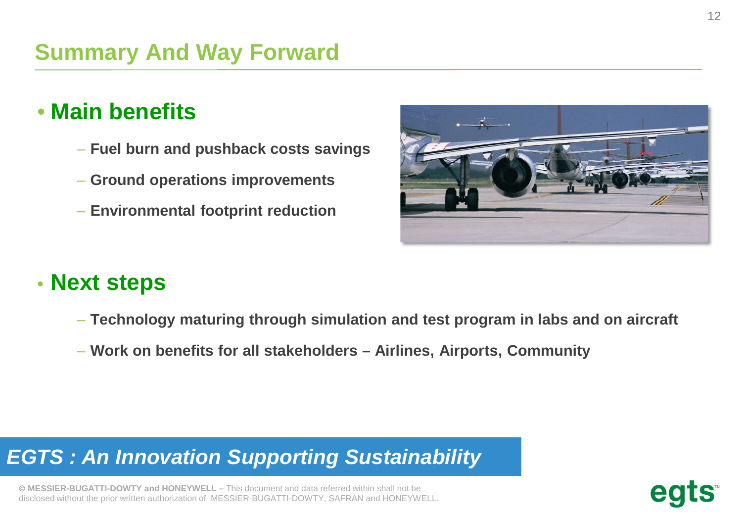# Summary And Way Forward

- **Main benefits**
  - **Fuel burn and pushback costs savings**
  - **Ground operations improvements**
  - **Environmental footprint reduction**

- **Next steps**
  - **Technology maturing through simulation and test program in labs and on aircraft**
  - **Work on benefits for all stakeholders – Airlines, Airports, Community**

***EGTS : An Innovation Supporting Sustainability***

**© MESSIER-BUGATTI-DOWTY and HONEYWELL –** This document and data referred within shall not be disclosed without the prior written authorization of MESSIER-BUGATTI-DOWTY, SAFRAN and HONEYWELL.

egts™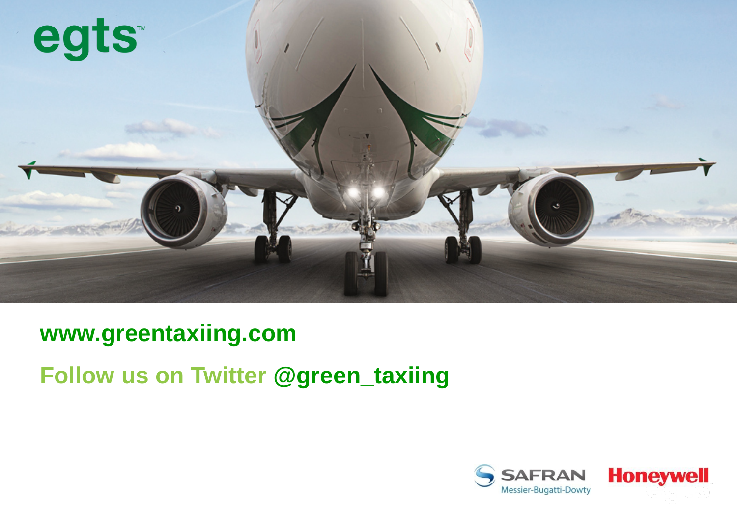egts™

www.greentaxiing.com

Follow us on Twitter @green_taxiing

SAFRAN Messier-Bugatti-Dowty

Honeywell